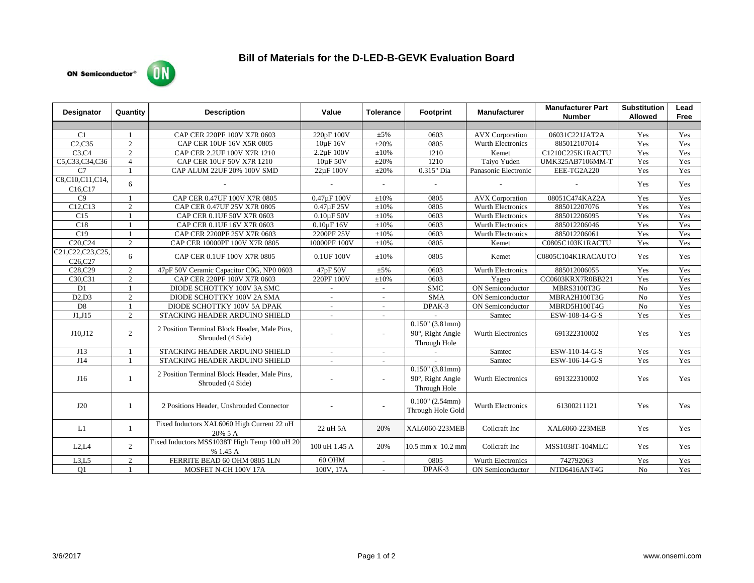# Bill of Materials for the D-LED-B-GEVK Evaluation Board

ON Semiconductor®

| Designator | Quantity | Description | Value | Tolerance | Footprint | Manufacturer | Manufacturer Part Number | Substitution Allowed | Lead Free |
|---|---|---|---|---|---|---|---|---|---|
| | | | | | | | | | |
| C1 | 1 | CAP CER 220PF 100V X7R 0603 | 220pF 100V | ±5% | 0603 | AVX Corporation | 06031C221JAT2A | Yes | Yes |
| C2,C35 | 2 | CAP CER 10UF 16V X5R 0805 | 10µF 16V | ±20% | 0805 | Wurth Electronics | 885012107014 | Yes | Yes |
| C3,C4 | 2 | CAP CER 2.2UF 100V X7R 1210 | 2.2µF 100V | ±10% | 1210 | Kemet | C1210C225K1RACTU | Yes | Yes |
| C5,C33,C34,C36 | 4 | CAP CER 10UF 50V X7R 1210 | 10µF 50V | ±20% | 1210 | Taiyo Yuden | UMK325AB7106MM-T | Yes | Yes |
| C7 | 1 | CAP ALUM 22UF 20% 100V SMD | 22µF 100V | ±20% | 0.315" Dia | Panasonic Electronic | EEE-TG2A220 | Yes | Yes |
| C8,C10,C11,C14, C16,C17 | 6 | - | - | - | - | - | - | Yes | Yes |
| C9 | 1 | CAP CER 0.47UF 100V X7R 0805 | 0.47µF 100V | ±10% | 0805 | AVX Corporation | 08051C474KAZ2A | Yes | Yes |
| C12,C13 | 2 | CAP CER 0.47UF 25V X7R 0805 | 0.47µF 25V | ±10% | 0805 | Wurth Electronics | 885012207076 | Yes | Yes |
| C15 | 1 | CAP CER 0.1UF 50V X7R 0603 | 0.10µF 50V | ±10% | 0603 | Wurth Electronics | 885012206095 | Yes | Yes |
| C18 | 1 | CAP CER 0.1UF 16V X7R 0603 | 0.10µF 16V | ±10% | 0603 | Wurth Electronics | 885012206046 | Yes | Yes |
| C19 | 1 | CAP CER 2200PF 25V X7R 0603 | 2200PF 25V | ±10% | 0603 | Wurth Electronics | 885012206061 | Yes | Yes |
| C20,C24 | 2 | CAP CER 10000PF 100V X7R 0805 | 10000PF 100V | ±10% | 0805 | Kemet | C0805C103K1RACTU | Yes | Yes |
| C21,C22,C23,C25, C26,C27 | 6 | CAP CER 0.1UF 100V X7R 0805 | 0.1UF 100V | ±10% | 0805 | Kemet | C0805C104K1RACAUTO | Yes | Yes |
| C28,C29 | 2 | 47pF 50V Ceramic Capacitor C0G, NP0 0603 | 47pF 50V | ±5% | 0603 | Wurth Electronics | 885012006055 | Yes | Yes |
| C30,C31 | 2 | CAP CER 220PF 100V X7R 0603 | 220PF 100V | ±10% | 0603 | Yageo | CC0603KRX7R0BB221 | Yes | Yes |
| D1 | 1 | DIODE SCHOTTKY 100V 3A SMC | - | - | SMC | ON Semiconductor | MBRS3100T3G | No | Yes |
| D2,D3 | 2 | DIODE SCHOTTKY 100V 2A SMA | - | - | SMA | ON Semiconductor | MBRA2H100T3G | No | Yes |
| D8 | 1 | DIODE SCHOTTKY 100V 5A DPAK | - | - | DPAK-3 | ON Semiconductor | MBRD5H100T4G | No | Yes |
| J1,J15 | 2 | STACKING HEADER ARDUINO SHIELD | - | - | - | Samtec | ESW-108-14-G-S | Yes | Yes |
| J10,J12 | 2 | 2 Position Terminal Block Header, Male Pins, Shrouded (4 Side) | - | - | 0.150" (3.81mm) 90°, Right Angle Through Hole | Wurth Electronics | 691322310002 | Yes | Yes |
| J13 | 1 | STACKING HEADER ARDUINO SHIELD | - | - | - | Samtec | ESW-110-14-G-S | Yes | Yes |
| J14 | 1 | STACKING HEADER ARDUINO SHIELD | - | - | - | Samtec | ESW-106-14-G-S | Yes | Yes |
| J16 | 1 | 2 Position Terminal Block Header, Male Pins, Shrouded (4 Side) | - | - | 0.150" (3.81mm) 90°, Right Angle Through Hole | Wurth Electronics | 691322310002 | Yes | Yes |
| J20 | 1 | 2 Positions Header, Unshrouded Connector | - | - | 0.100" (2.54mm) Through Hole Gold | Wurth Electronics | 61300211121 | Yes | Yes |
| L1 | 1 | Fixed Inductors XAL6060 High Current 22 uH 20% 5 A | 22 uH 5A | 20% | XAL6060-223MEB | Coilcraft Inc | XAL6060-223MEB | Yes | Yes |
| L2,L4 | 2 | Fixed Inductors MSS1038T High Temp 100 uH 20 % 1.45 A | 100 uH 1.45 A | 20% | 10.5 mm x 10.2 mm | Coilcraft Inc | MSS1038T-104MLC | Yes | Yes |
| L3,L5 | 2 | FERRITE BEAD 60 OHM 0805 1LN | 60 OHM | - | 0805 | Wurth Electronics | 742792063 | Yes | Yes |
| Q1 | 1 | MOSFET N-CH 100V 17A | 100V, 17A | - | DPAK-3 | ON Semiconductor | NTD6416ANT4G | No | Yes |

3/6/2017

www.onsemi.com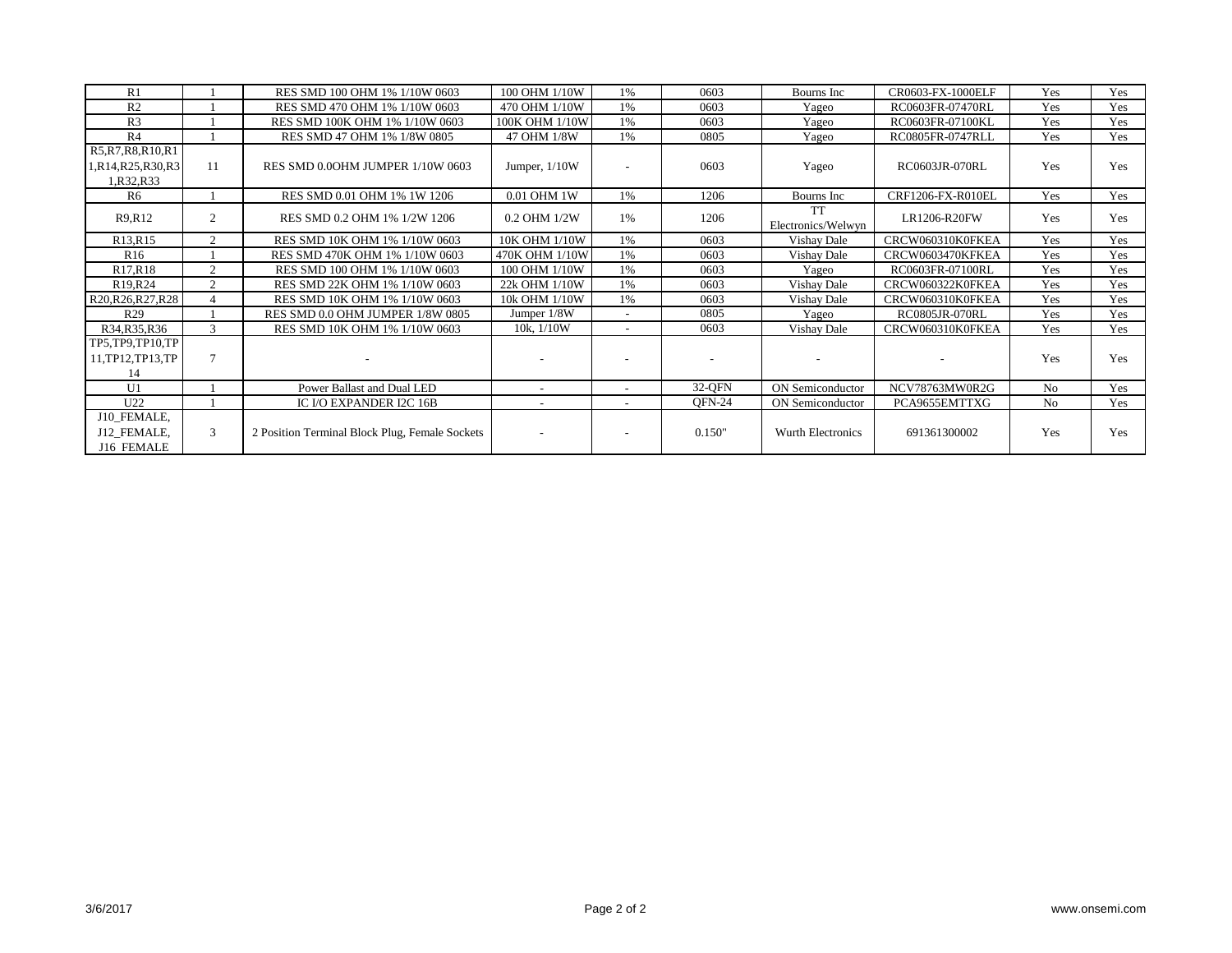| | | | | | | | | | |
|---|---|---|---|---|---|---|---|---|---|
| R1 | 1 | RES SMD 100 OHM 1% 1/10W 0603 | 100 OHM 1/10W | 1% | 0603 | Bourns Inc | CR0603-FX-1000ELF | Yes | Yes |
| R2 | 1 | RES SMD 470 OHM 1% 1/10W 0603 | 470 OHM 1/10W | 1% | 0603 | Yageo | RC0603FR-07470RL | Yes | Yes |
| R3 | 1 | RES SMD 100K OHM 1% 1/10W 0603 | 100K OHM 1/10W | 1% | 0603 | Yageo | RC0603FR-07100KL | Yes | Yes |
| R4 | 1 | RES SMD 47 OHM 1% 1/8W 0805 | 47 OHM 1/8W | 1% | 0805 | Yageo | RC0805FR-0747RLL | Yes | Yes |
| R5,R7,R8,R10,R11,R14,R25,R30,R31,R32,R33 | 11 | RES SMD 0.0OHM JUMPER 1/10W 0603 | Jumper, 1/10W | - | 0603 | Yageo | RC0603JR-070RL | Yes | Yes |
| R6 | 1 | RES SMD 0.01 OHM 1% 1W 1206 | 0.01 OHM 1W | 1% | 1206 | Bourns Inc | CRF1206-FX-R010EL | Yes | Yes |
| R9,R12 | 2 | RES SMD 0.2 OHM 1% 1/2W 1206 | 0.2 OHM 1/2W | 1% | 1206 | TT Electronics/Welwyn | LR1206-R20FW | Yes | Yes |
| R13,R15 | 2 | RES SMD 10K OHM 1% 1/10W 0603 | 10K OHM 1/10W | 1% | 0603 | Vishay Dale | CRCW060310K0FKEA | Yes | Yes |
| R16 | 1 | RES SMD 470K OHM 1% 1/10W 0603 | 470K OHM 1/10W | 1% | 0603 | Vishay Dale | CRCW0603470KFKEA | Yes | Yes |
| R17,R18 | 2 | RES SMD 100 OHM 1% 1/10W 0603 | 100 OHM 1/10W | 1% | 0603 | Yageo | RC0603FR-07100RL | Yes | Yes |
| R19,R24 | 2 | RES SMD 22K OHM 1% 1/10W 0603 | 22k OHM 1/10W | 1% | 0603 | Vishay Dale | CRCW060322K0FKEA | Yes | Yes |
| R20,R26,R27,R28 | 4 | RES SMD 10K OHM 1% 1/10W 0603 | 10k OHM 1/10W | 1% | 0603 | Vishay Dale | CRCW060310K0FKEA | Yes | Yes |
| R29 | 1 | RES SMD 0.0 OHM JUMPER 1/8W 0805 | Jumper 1/8W | - | 0805 | Yageo | RC0805JR-070RL | Yes | Yes |
| R34,R35,R36 | 3 | RES SMD 10K OHM 1% 1/10W 0603 | 10k, 1/10W | - | 0603 | Vishay Dale | CRCW060310K0FKEA | Yes | Yes |
| TP5,TP9,TP10,TP11,TP12,TP13,TP14 | 7 | - | - | - | - | - | - | Yes | Yes |
| U1 | 1 | Power Ballast and Dual LED | - | - | 32-QFN | ON Semiconductor | NCV78763MW0R2G | No | Yes |
| U22 | 1 | IC I/O EXPANDER I2C 16B | - | - | QFN-24 | ON Semiconductor | PCA9655EMTTXG | No | Yes |
| J10_FEMALE, J12_FEMALE, J16_FEMALE | 3 | 2 Position Terminal Block Plug, Female Sockets | - | - | 0.150" | Wurth Electronics | 691361300002 | Yes | Yes |

3/6/2017

www.onsemi.com